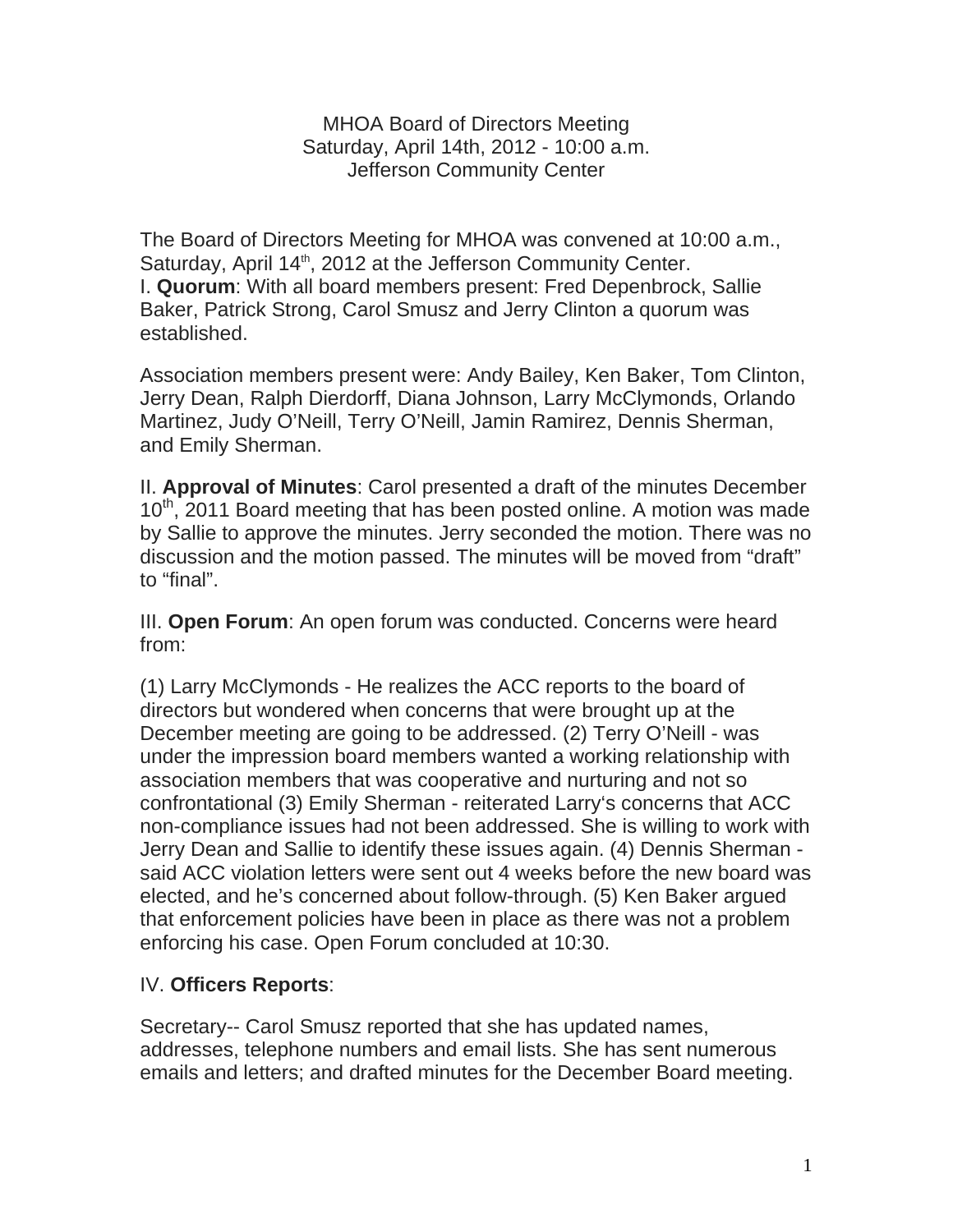MHOA Board of Directors Meeting
Saturday, April 14th, 2012 - 10:00 a.m.
Jefferson Community Center

The Board of Directors Meeting for MHOA was convened at 10:00 a.m., Saturday, April 14th, 2012 at the Jefferson Community Center.

I. **Quorum**: With all board members present: Fred Depenbrock, Sallie Baker, Patrick Strong, Carol Smusz and Jerry Clinton a quorum was established.

Association members present were: Andy Bailey, Ken Baker, Tom Clinton, Jerry Dean, Ralph Dierdorff, Diana Johnson, Larry McClymonds, Orlando Martinez, Judy O'Neill, Terry O'Neill, Jamin Ramirez, Dennis Sherman, and Emily Sherman.

II. **Approval of Minutes**: Carol presented a draft of the minutes December 10th, 2011 Board meeting that has been posted online. A motion was made by Sallie to approve the minutes. Jerry seconded the motion. There was no discussion and the motion passed. The minutes will be moved from "draft" to "final".

III. **Open Forum**: An open forum was conducted. Concerns were heard from:

(1) Larry McClymonds - He realizes the ACC reports to the board of directors but wondered when concerns that were brought up at the December meeting are going to be addressed. (2) Terry O'Neill - was under the impression board members wanted a working relationship with association members that was cooperative and nurturing and not so confrontational (3) Emily Sherman - reiterated Larry's concerns that ACC non-compliance issues had not been addressed. She is willing to work with Jerry Dean and Sallie to identify these issues again. (4) Dennis Sherman - said ACC violation letters were sent out 4 weeks before the new board was elected, and he's concerned about follow-through. (5) Ken Baker argued that enforcement policies have been in place as there was not a problem enforcing his case. Open Forum concluded at 10:30.

IV. **Officers Reports**:

Secretary-- Carol Smusz reported that she has updated names, addresses, telephone numbers and email lists. She has sent numerous emails and letters; and drafted minutes for the December Board meeting.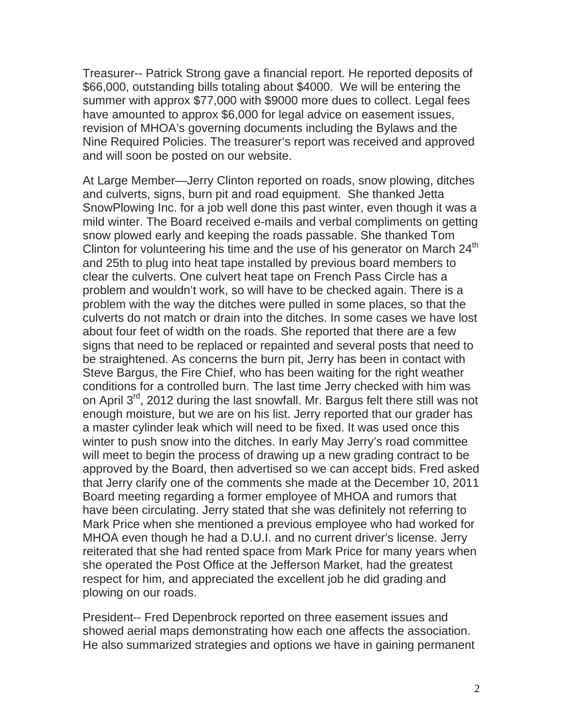Treasurer-- Patrick Strong gave a financial report. He reported deposits of $66,000, outstanding bills totaling about $4000. We will be entering the summer with approx $77,000 with $9000 more dues to collect. Legal fees have amounted to approx $6,000 for legal advice on easement issues, revision of MHOA's governing documents including the Bylaws and the Nine Required Policies. The treasurer's report was received and approved and will soon be posted on our website.

At Large Member—Jerry Clinton reported on roads, snow plowing, ditches and culverts, signs, burn pit and road equipment. She thanked Jetta SnowPlowing Inc. for a job well done this past winter, even though it was a mild winter. The Board received e-mails and verbal compliments on getting snow plowed early and keeping the roads passable. She thanked Tom Clinton for volunteering his time and the use of his generator on March 24th and 25th to plug into heat tape installed by previous board members to clear the culverts. One culvert heat tape on French Pass Circle has a problem and wouldn't work, so will have to be checked again. There is a problem with the way the ditches were pulled in some places, so that the culverts do not match or drain into the ditches. In some cases we have lost about four feet of width on the roads. She reported that there are a few signs that need to be replaced or repainted and several posts that need to be straightened. As concerns the burn pit, Jerry has been in contact with Steve Bargus, the Fire Chief, who has been waiting for the right weather conditions for a controlled burn. The last time Jerry checked with him was on April 3rd, 2012 during the last snowfall. Mr. Bargus felt there still was not enough moisture, but we are on his list. Jerry reported that our grader has a master cylinder leak which will need to be fixed. It was used once this winter to push snow into the ditches. In early May Jerry's road committee will meet to begin the process of drawing up a new grading contract to be approved by the Board, then advertised so we can accept bids. Fred asked that Jerry clarify one of the comments she made at the December 10, 2011 Board meeting regarding a former employee of MHOA and rumors that have been circulating. Jerry stated that she was definitely not referring to Mark Price when she mentioned a previous employee who had worked for MHOA even though he had a D.U.I. and no current driver's license. Jerry reiterated that she had rented space from Mark Price for many years when she operated the Post Office at the Jefferson Market, had the greatest respect for him, and appreciated the excellent job he did grading and plowing on our roads.

President-- Fred Depenbrock reported on three easement issues and showed aerial maps demonstrating how each one affects the association. He also summarized strategies and options we have in gaining permanent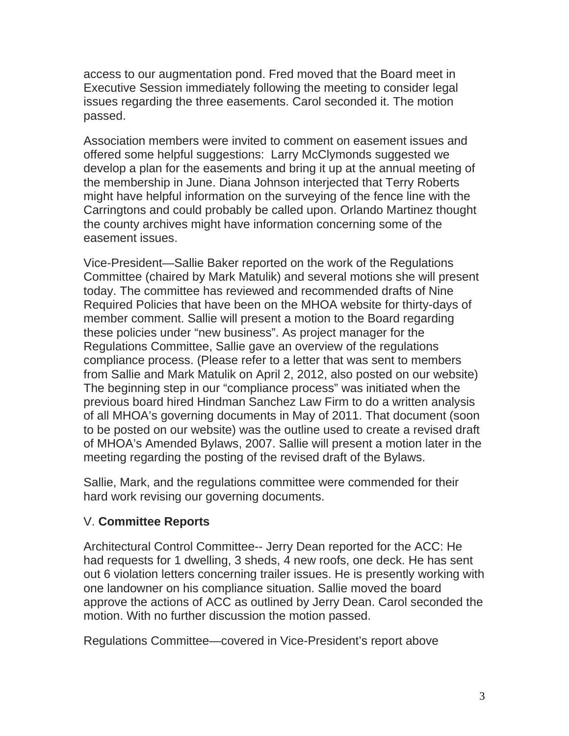access to our augmentation pond. Fred moved that the Board meet in Executive Session immediately following the meeting to consider legal issues regarding the three easements. Carol seconded it. The motion passed.

Association members were invited to comment on easement issues and offered some helpful suggestions:  Larry McClymonds suggested we develop a plan for the easements and bring it up at the annual meeting of the membership in June. Diana Johnson interjected that Terry Roberts might have helpful information on the surveying of the fence line with the Carringtons and could probably be called upon. Orlando Martinez thought the county archives might have information concerning some of the easement issues.

Vice-President—Sallie Baker reported on the work of the Regulations Committee (chaired by Mark Matulik) and several motions she will present today. The committee has reviewed and recommended drafts of Nine Required Policies that have been on the MHOA website for thirty-days of member comment. Sallie will present a motion to the Board regarding these policies under "new business". As project manager for the Regulations Committee, Sallie gave an overview of the regulations compliance process. (Please refer to a letter that was sent to members from Sallie and Mark Matulik on April 2, 2012, also posted on our website) The beginning step in our "compliance process" was initiated when the previous board hired Hindman Sanchez Law Firm to do a written analysis of all MHOA's governing documents in May of 2011. That document (soon to be posted on our website) was the outline used to create a revised draft of MHOA's Amended Bylaws, 2007. Sallie will present a motion later in the meeting regarding the posting of the revised draft of the Bylaws.

Sallie, Mark, and the regulations committee were commended for their hard work revising our governing documents.

## V. **Committee Reports**

Architectural Control Committee-- Jerry Dean reported for the ACC: He had requests for 1 dwelling, 3 sheds, 4 new roofs, one deck. He has sent out 6 violation letters concerning trailer issues. He is presently working with one landowner on his compliance situation. Sallie moved the board approve the actions of ACC as outlined by Jerry Dean. Carol seconded the motion. With no further discussion the motion passed.

Regulations Committee—covered in Vice-President's report above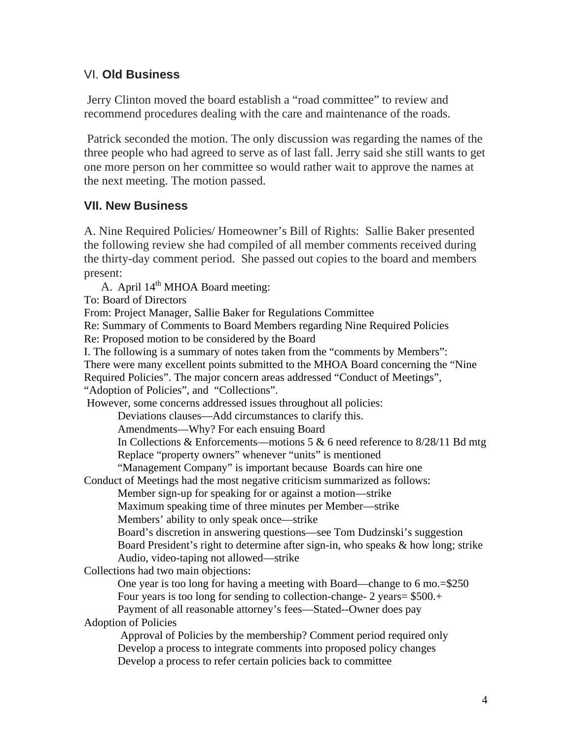## VI. **Old Business**

Jerry Clinton moved the board establish a "road committee" to review and recommend procedures dealing with the care and maintenance of the roads.

Patrick seconded the motion. The only discussion was regarding the names of the three people who had agreed to serve as of last fall. Jerry said she still wants to get one more person on her committee so would rather wait to approve the names at the next meeting. The motion passed.

## VII. New Business

A. Nine Required Policies/ Homeowner's Bill of Rights: Sallie Baker presented the following review she had compiled of all member comments received during the thirty-day comment period. She passed out copies to the board and members present:

A. April 14th MHOA Board meeting:

To: Board of Directors
From: Project Manager, Sallie Baker for Regulations Committee
Re: Summary of Comments to Board Members regarding Nine Required Policies
Re: Proposed motion to be considered by the Board

I. The following is a summary of notes taken from the "comments by Members":
There were many excellent points submitted to the MHOA Board concerning the "Nine Required Policies". The major concern areas addressed "Conduct of Meetings", "Adoption of Policies", and "Collections".
However, some concerns addressed issues throughout all policies:

- Deviations clauses—Add circumstances to clarify this.
- Amendments—Why? For each ensuing Board
- In Collections & Enforcements—motions 5 & 6 need reference to 8/28/11 Bd mtg
- Replace "property owners" whenever "units" is mentioned
- "Management Company" is important because Boards can hire one

Conduct of Meetings had the most negative criticism summarized as follows:

- Member sign-up for speaking for or against a motion—strike
- Maximum speaking time of three minutes per Member—strike
- Members' ability to only speak once—strike
- Board's discretion in answering questions—see Tom Dudzinski's suggestion
- Board President's right to determine after sign-in, who speaks & how long; strike
- Audio, video-taping not allowed—strike

Collections had two main objections:

- One year is too long for having a meeting with Board—change to 6 mo.=$250
- Four years is too long for sending to collection-change- 2 years= $500.+
- Payment of all reasonable attorney's fees—Stated--Owner does pay

Adoption of Policies

- Approval of Policies by the membership? Comment period required only
- Develop a process to integrate comments into proposed policy changes
- Develop a process to refer certain policies back to committee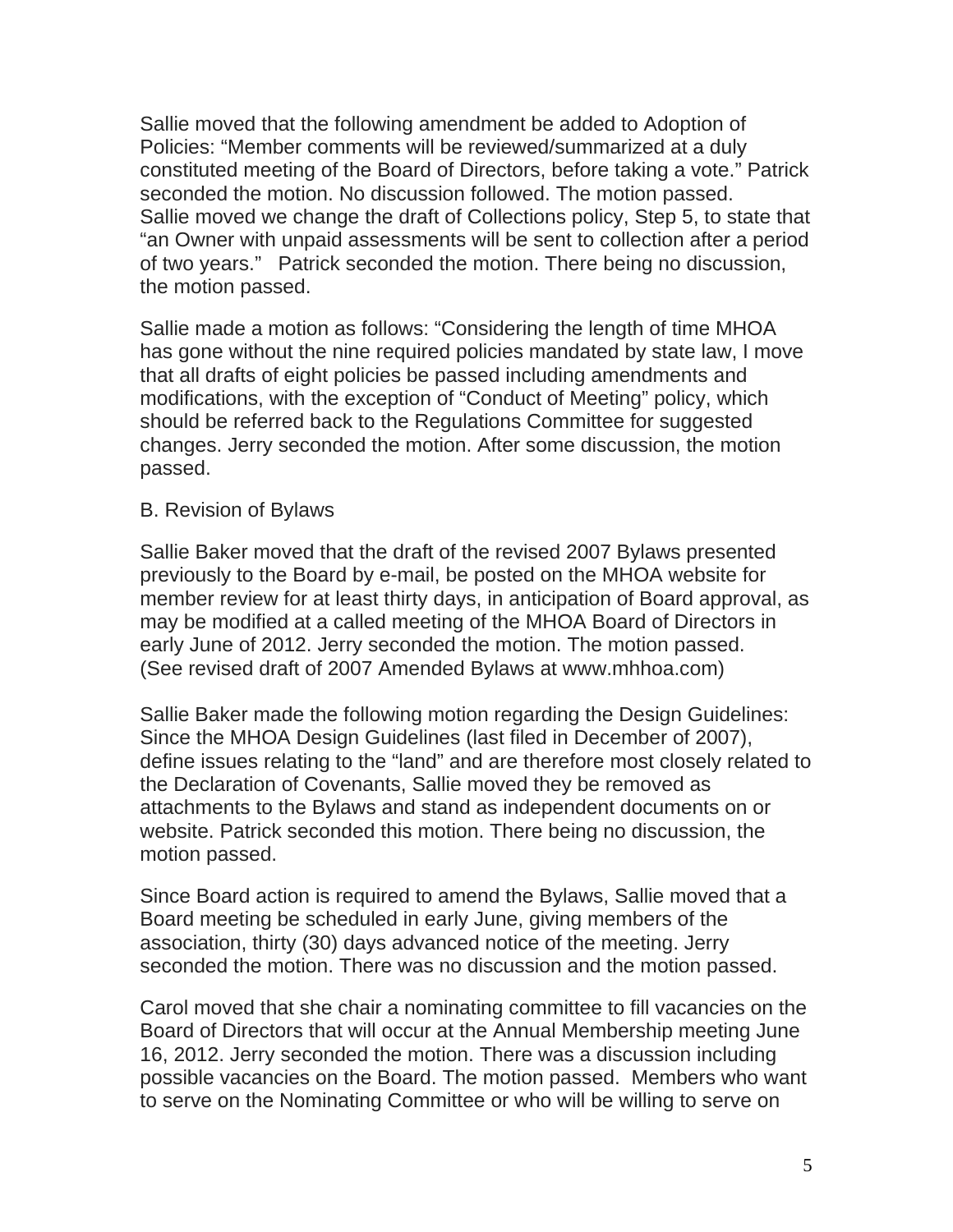Sallie moved that the following amendment be added to Adoption of Policies: "Member comments will be reviewed/summarized at a duly constituted meeting of the Board of Directors, before taking a vote." Patrick seconded the motion. No discussion followed. The motion passed.
Sallie moved we change the draft of Collections policy, Step 5, to state that "an Owner with unpaid assessments will be sent to collection after a period of two years." Patrick seconded the motion. There being no discussion, the motion passed.

Sallie made a motion as follows: "Considering the length of time MHOA has gone without the nine required policies mandated by state law, I move that all drafts of eight policies be passed including amendments and modifications, with the exception of "Conduct of Meeting" policy, which should be referred back to the Regulations Committee for suggested changes. Jerry seconded the motion. After some discussion, the motion passed.

B. Revision of Bylaws

Sallie Baker moved that the draft of the revised 2007 Bylaws presented previously to the Board by e-mail, be posted on the MHOA website for member review for at least thirty days, in anticipation of Board approval, as may be modified at a called meeting of the MHOA Board of Directors in early June of 2012. Jerry seconded the motion. The motion passed. (See revised draft of 2007 Amended Bylaws at www.mhhoa.com)

Sallie Baker made the following motion regarding the Design Guidelines: Since the MHOA Design Guidelines (last filed in December of 2007), define issues relating to the "land" and are therefore most closely related to the Declaration of Covenants, Sallie moved they be removed as attachments to the Bylaws and stand as independent documents on or website. Patrick seconded this motion. There being no discussion, the motion passed.

Since Board action is required to amend the Bylaws, Sallie moved that a Board meeting be scheduled in early June, giving members of the association, thirty (30) days advanced notice of the meeting. Jerry seconded the motion. There was no discussion and the motion passed.

Carol moved that she chair a nominating committee to fill vacancies on the Board of Directors that will occur at the Annual Membership meeting June 16, 2012. Jerry seconded the motion. There was a discussion including possible vacancies on the Board. The motion passed. Members who want to serve on the Nominating Committee or who will be willing to serve on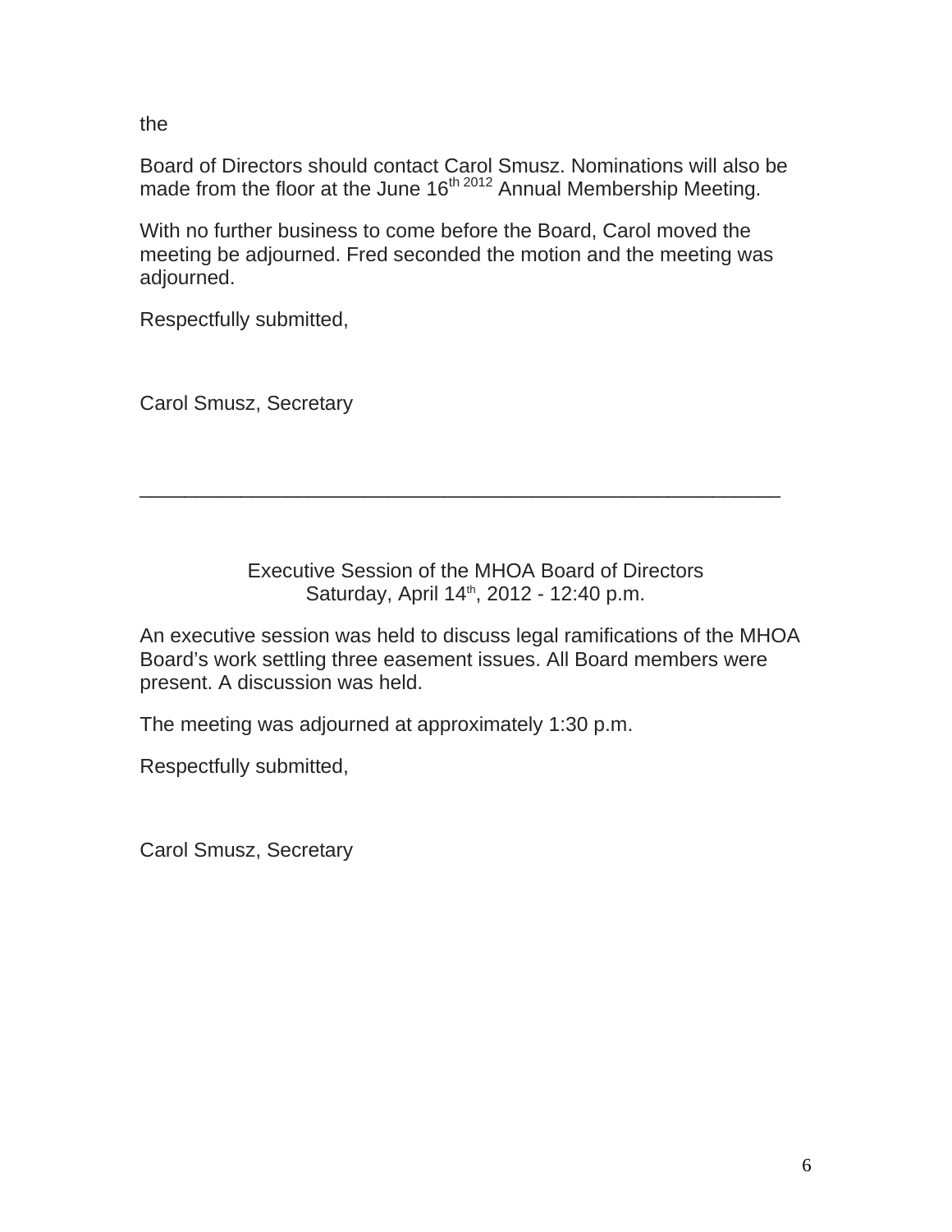the

Board of Directors should contact Carol Smusz. Nominations will also be made from the floor at the June 16th 2012 Annual Membership Meeting.

With no further business to come before the Board, Carol moved the meeting be adjourned. Fred seconded the motion and the meeting was adjourned.

Respectfully submitted,

Carol Smusz, Secretary

---

Executive Session of the MHOA Board of Directors
Saturday, April 14th, 2012 - 12:40 p.m.

An executive session was held to discuss legal ramifications of the MHOA Board's work settling three easement issues. All Board members were present. A discussion was held.

The meeting was adjourned at approximately 1:30 p.m.

Respectfully submitted,

Carol Smusz, Secretary